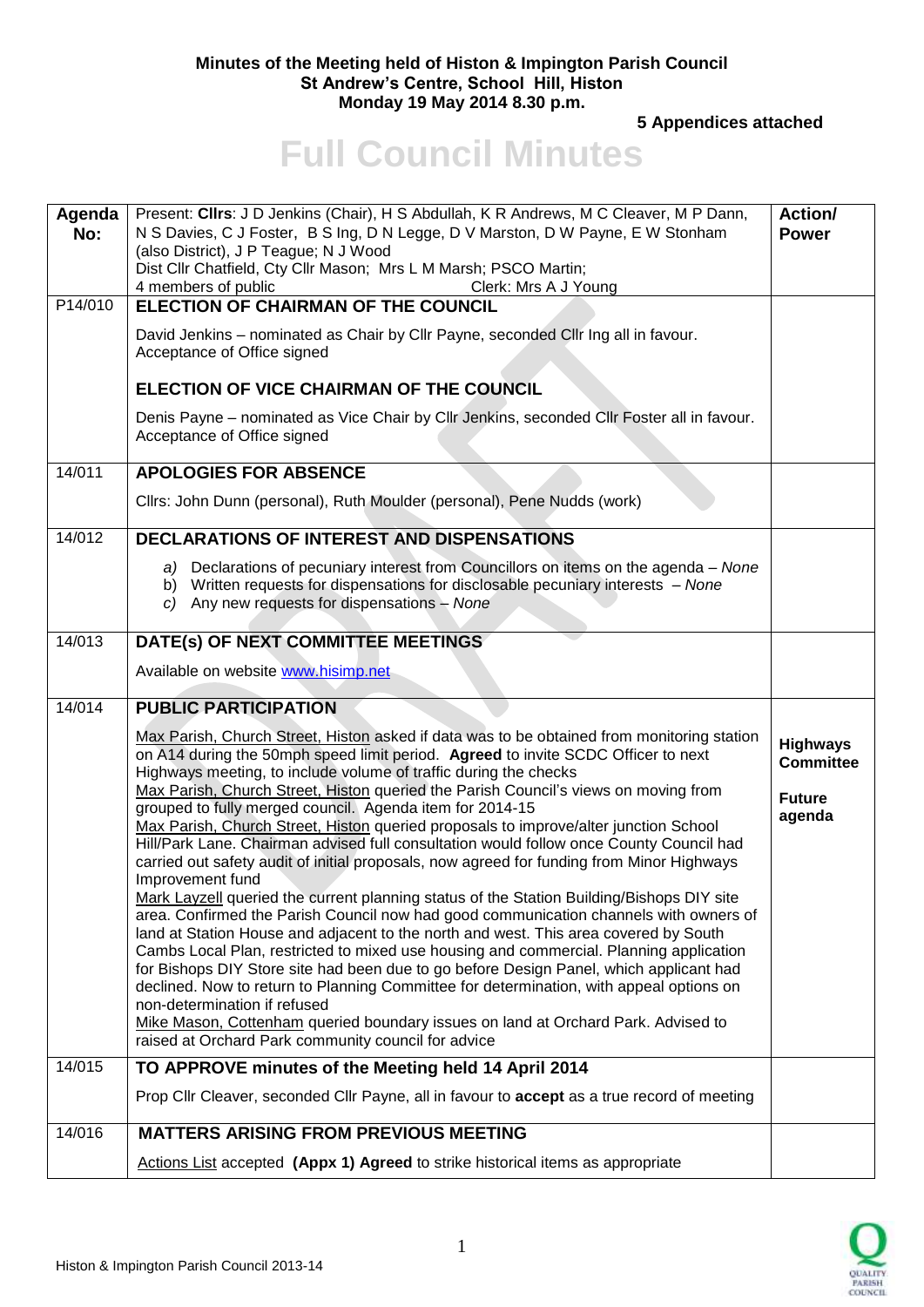**Minutes of the Meeting held of Histon & Impington Parish Council**
**St Andrew's Centre, School Hill, Histon**
**Monday 19 May 2014 8.30 p.m.**

**5 Appendices attached**

# Full Council Minutes

| Agenda No: | Present: **Cllrs**: J D Jenkins (Chair), H S Abdullah, K R Andrews, M C Cleaver, M P Dann, N S Davies, C J Foster, B S Ing, D N Legge, D V Marston, D W Payne, E W Stonham (also District), J P Teague; N J Wood<br>Dist Cllr Chatfield, Cty Cllr Mason; Mrs L M Marsh; PSCO Martin;<br>4 members of public Clerk: Mrs A J Young | Action/ Power |
|---|---|---|
| P14/010 | **ELECTION OF CHAIRMAN OF THE COUNCIL**<br>David Jenkins – nominated as Chair by Cllr Payne, seconded Cllr Ing all in favour. Acceptance of Office signed<br>**ELECTION OF VICE CHAIRMAN OF THE COUNCIL**<br>Denis Payne – nominated as Vice Chair by Cllr Jenkins, seconded Cllr Foster all in favour. Acceptance of Office signed | |
| 14/011 | **APOLOGIES FOR ABSENCE**<br>Cllrs: John Dunn (personal), Ruth Moulder (personal), Pene Nudds (work) | |
| 14/012 | **DECLARATIONS OF INTEREST AND DISPENSATIONS**<br>a) Declarations of pecuniary interest from Councillors on items on the agenda – *None*<br>b) Written requests for dispensations for disclosable pecuniary interests – *None*<br>c) Any new requests for dispensations – *None* | |
| 14/013 | **DATE(s) OF NEXT COMMITTEE MEETINGS**<br>Available on website www.hisimp.net | |
| 14/014 | **PUBLIC PARTICIPATION**<br>Max Parish, Church Street, Histon asked if data was to be obtained from monitoring station on A14 during the 50mph speed limit period. **Agreed** to invite SCDC Officer to next Highways meeting, to include volume of traffic during the checks<br>Max Parish, Church Street, Histon queried the Parish Council's views on moving from grouped to fully merged council. Agenda item for 2014-15<br>Max Parish, Church Street, Histon queried proposals to improve/alter junction School Hill/Park Lane. Chairman advised full consultation would follow once County Council had carried out safety audit of initial proposals, now agreed for funding from Minor Highways Improvement fund<br>Mark Layzell queried the current planning status of the Station Building/Bishops DIY site area. Confirmed the Parish Council now had good communication channels with owners of land at Station House and adjacent to the north and west. This area covered by South Cambs Local Plan, restricted to mixed use housing and commercial. Planning application for Bishops DIY Store site had been due to go before Design Panel, which applicant had declined. Now to return to Planning Committee for determination, with appeal options on non-determination if refused<br>Mike Mason, Cottenham queried boundary issues on land at Orchard Park. Advised to raised at Orchard Park community council for advice | **Highways Committee**<br><br>**Future agenda** |
| 14/015 | **TO APPROVE minutes of the Meeting held 14 April 2014**<br>Prop Cllr Cleaver, seconded Cllr Payne, all in favour to **accept** as a true record of meeting | |
| 14/016 | **MATTERS ARISING FROM PREVIOUS MEETING**<br>Actions List accepted **(Appx 1) Agreed** to strike historical items as appropriate | |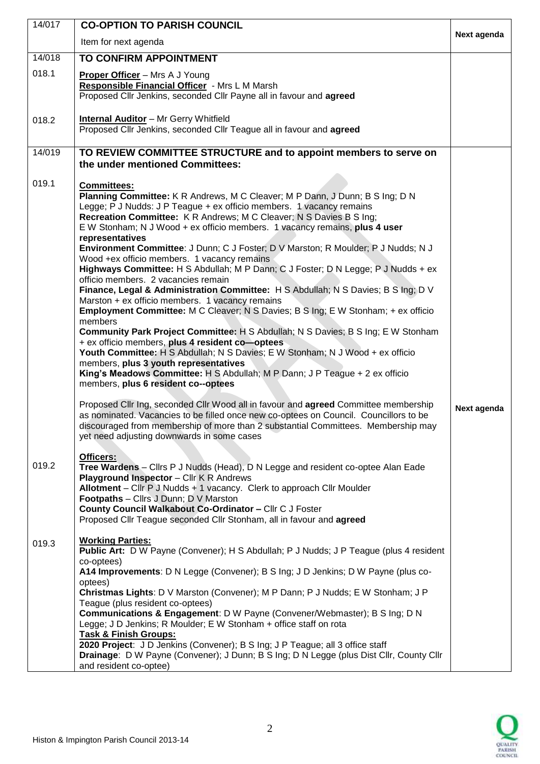| | | |
|---|---|---|
| 14/017 | **CO-OPTION TO PARISH COUNCIL**<br>Item for next agenda | **Next agenda** |
| 14/018 | **TO CONFIRM APPOINTMENT** | |
| 018.1 | **Proper Officer** – Mrs A J Young<br>**Responsible Financial Officer** - Mrs L M Marsh<br>Proposed Cllr Jenkins, seconded Cllr Payne all in favour and **agreed** | |
| 018.2 | **Internal Auditor** – Mr Gerry Whitfield<br>Proposed Cllr Jenkins, seconded Cllr Teague all in favour and **agreed** | |
| 14/019 | **TO REVIEW COMMITTEE STRUCTURE and to appoint members to serve on the under mentioned Committees:** | |
| 019.1 | **Committees:**<br>**Planning Committee:** K R Andrews, M C Cleaver; M P Dann, J Dunn; B S Ing; D N Legge; P J Nudds: J P Teague + ex officio members. 1 vacancy remains<br>**Recreation Committee:** K R Andrews; M C Cleaver; N S Davies B S Ing; E W Stonham; N J Wood + ex officio members. 1 vacancy remains, **plus 4 user representatives**<br>**Environment Committee**: J Dunn; C J Foster; D V Marston; R Moulder; P J Nudds; N J Wood +ex officio members. 1 vacancy remains<br>**Highways Committee:** H S Abdullah; M P Dann; C J Foster; D N Legge; P J Nudds + ex officio members. 2 vacancies remain<br>**Finance, Legal & Administration Committee:** H S Abdullah; N S Davies; B S Ing; D V Marston + ex officio members. 1 vacancy remains<br>**Employment Committee:** M C Cleaver; N S Davies; B S Ing; E W Stonham; + ex officio members<br>**Community Park Project Committee:** H S Abdullah; N S Davies; B S Ing; E W Stonham + ex officio members, **plus 4 resident co—optees**<br>**Youth Committee:** H S Abdullah; N S Davies; E W Stonham; N J Wood + ex officio members, **plus 3 youth representatives**<br>**King's Meadows Committee:** H S Abdullah; M P Dann; J P Teague + 2 ex officio members, **plus 6 resident co--optees**<br><br>Proposed Cllr Ing, seconded Cllr Wood all in favour and **agreed** Committee membership as nominated. Vacancies to be filled once new co-optees on Council. Councillors to be discouraged from membership of more than 2 substantial Committees. Membership may yet need adjusting downwards in some cases | **Next agenda** |
| 019.2 | **Officers:**<br>**Tree Wardens** – Cllrs P J Nudds (Head), D N Legge and resident co-optee Alan Eade<br>**Playground Inspector** – Cllr K R Andrews<br>**Allotment** – Cllr P J Nudds + 1 vacancy. Clerk to approach Cllr Moulder<br>**Footpaths** – Cllrs J Dunn; D V Marston<br>**County Council Walkabout Co-Ordinator –** Cllr C J Foster<br>Proposed Cllr Teague seconded Cllr Stonham, all in favour and **agreed** | |
| 019.3 | **Working Parties:**<br>**Public Art:** D W Payne (Convener); H S Abdullah; P J Nudds; J P Teague (plus 4 resident co-optees)<br>**A14 Improvements**: D N Legge (Convener); B S Ing; J D Jenkins; D W Payne (plus co-optees)<br>**Christmas Lights**: D V Marston (Convener); M P Dann; P J Nudds; E W Stonham; J P Teague (plus resident co-optees)<br>**Communications & Engagement**: D W Payne (Convener/Webmaster); B S Ing; D N Legge; J D Jenkins; R Moulder; E W Stonham + office staff on rota<br>**Task & Finish Groups:**<br>**2020 Project**: J D Jenkins (Convener); B S Ing; J P Teague; all 3 office staff<br>**Drainage**: D W Payne (Convener); J Dunn; B S Ing; D N Legge (plus Dist Cllr, County Cllr and resident co-optee) | |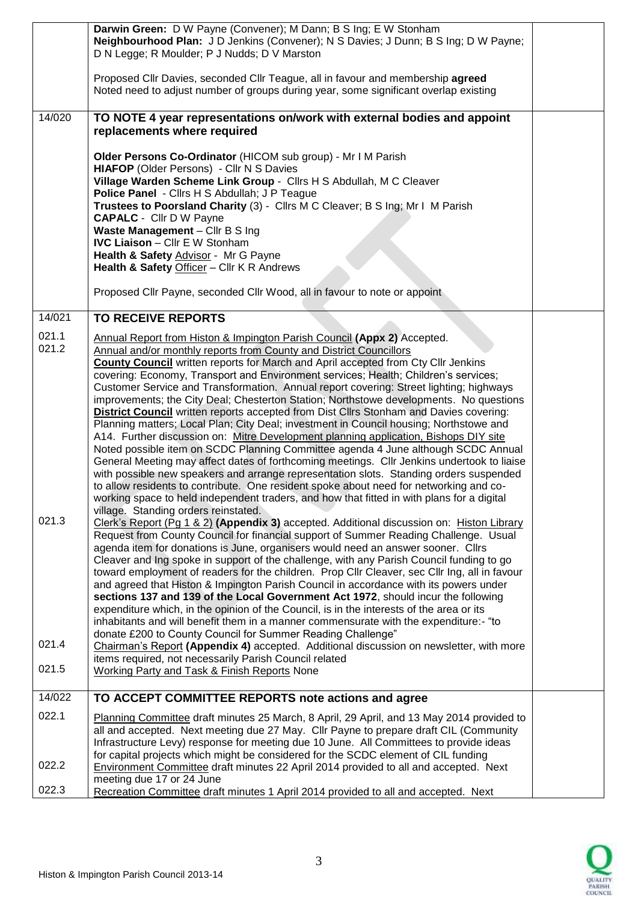| | | |
|---|---|---|
| | **Darwin Green:** D W Payne (Convener); M Dann; B S Ing; E W Stonham<br>**Neighbourhood Plan:** J D Jenkins (Convener); N S Davies; J Dunn; B S Ing; D W Payne; D N Legge; R Moulder; P J Nudds; D V Marston<br><br>Proposed Cllr Davies, seconded Cllr Teague, all in favour and membership **agreed**<br>Noted need to adjust number of groups during year, some significant overlap existing | |
| 14/020 | **TO NOTE 4 year representations on/work with external bodies and appoint replacements where required**<br><br>**Older Persons Co-Ordinator** (HICOM sub group) - Mr I M Parish<br>**HIAFOP** (Older Persons) - Cllr N S Davies<br>**Village Warden Scheme Link Group** - Cllrs H S Abdullah, M C Cleaver<br>**Police Panel** - Cllrs H S Abdullah; J P Teague<br>**Trustees to Poorsland Charity** (3) - Cllrs M C Cleaver; B S Ing; Mr I M Parish<br>**CAPALC** - Cllr D W Payne<br>**Waste Management** – Cllr B S Ing<br>**IVC Liaison** – Cllr E W Stonham<br>**Health & Safety** Advisor - Mr G Payne<br>**Health & Safety** Officer – Cllr K R Andrews<br><br>Proposed Cllr Payne, seconded Cllr Wood, all in favour to note or appoint | |
| 14/021 | **TO RECEIVE REPORTS** | |
| 021.1 | Annual Report from Histon & Impington Parish Council **(Appx 2)** Accepted. | |
| 021.2 | Annual and/or monthly reports from County and District Councillors<br>**County Council** written reports for March and April accepted from Cty Cllr Jenkins covering: Economy, Transport and Environment services; Health; Children's services; Customer Service and Transformation. Annual report covering: Street lighting; highways improvements; the City Deal; Chesterton Station; Northstowe developments. No questions<br>**District Council** written reports accepted from Dist Cllrs Stonham and Davies covering: Planning matters; Local Plan; City Deal; investment in Council housing; Northstowe and A14. Further discussion on: Mitre Development planning application, Bishops DIY site<br>Noted possible item on SCDC Planning Committee agenda 4 June although SCDC Annual General Meeting may affect dates of forthcoming meetings. Cllr Jenkins undertook to liaise with possible new speakers and arrange representation slots. Standing orders suspended to allow residents to contribute. One resident spoke about need for networking and co-working space to held independent traders, and how that fitted in with plans for a digital village. Standing orders reinstated. | |
| 021.3 | Clerk's Report (Pg 1 & 2) **(Appendix 3)** accepted. Additional discussion on: Histon Library<br>Request from County Council for financial support of Summer Reading Challenge. Usual agenda item for donations is June, organisers would need an answer sooner. Cllrs Cleaver and Ing spoke in support of the challenge, with any Parish Council funding to go toward employment of readers for the children. Prop Cllr Cleaver, sec Cllr Ing, all in favour and agreed that Histon & Impington Parish Council in accordance with its powers under **sections 137 and 139 of the Local Government Act 1972**, should incur the following expenditure which, in the opinion of the Council, is in the interests of the area or its inhabitants and will benefit them in a manner commensurate with the expenditure:- "to donate £200 to County Council for Summer Reading Challenge" | |
| 021.4 | Chairman's Report **(Appendix 4)** accepted. Additional discussion on newsletter, with more items required, not necessarily Parish Council related | |
| 021.5 | Working Party and Task & Finish Reports None | |
| 14/022 | **TO ACCEPT COMMITTEE REPORTS note actions and agree** | |
| 022.1 | Planning Committee draft minutes 25 March, 8 April, 29 April, and 13 May 2014 provided to all and accepted. Next meeting due 27 May. Cllr Payne to prepare draft CIL (Community Infrastructure Levy) response for meeting due 10 June. All Committees to provide ideas for capital projects which might be considered for the SCDC element of CIL funding | |
| 022.2 | Environment Committee draft minutes 22 April 2014 provided to all and accepted. Next meeting due 17 or 24 June | |
| 022.3 | Recreation Committee draft minutes 1 April 2014 provided to all and accepted. Next | |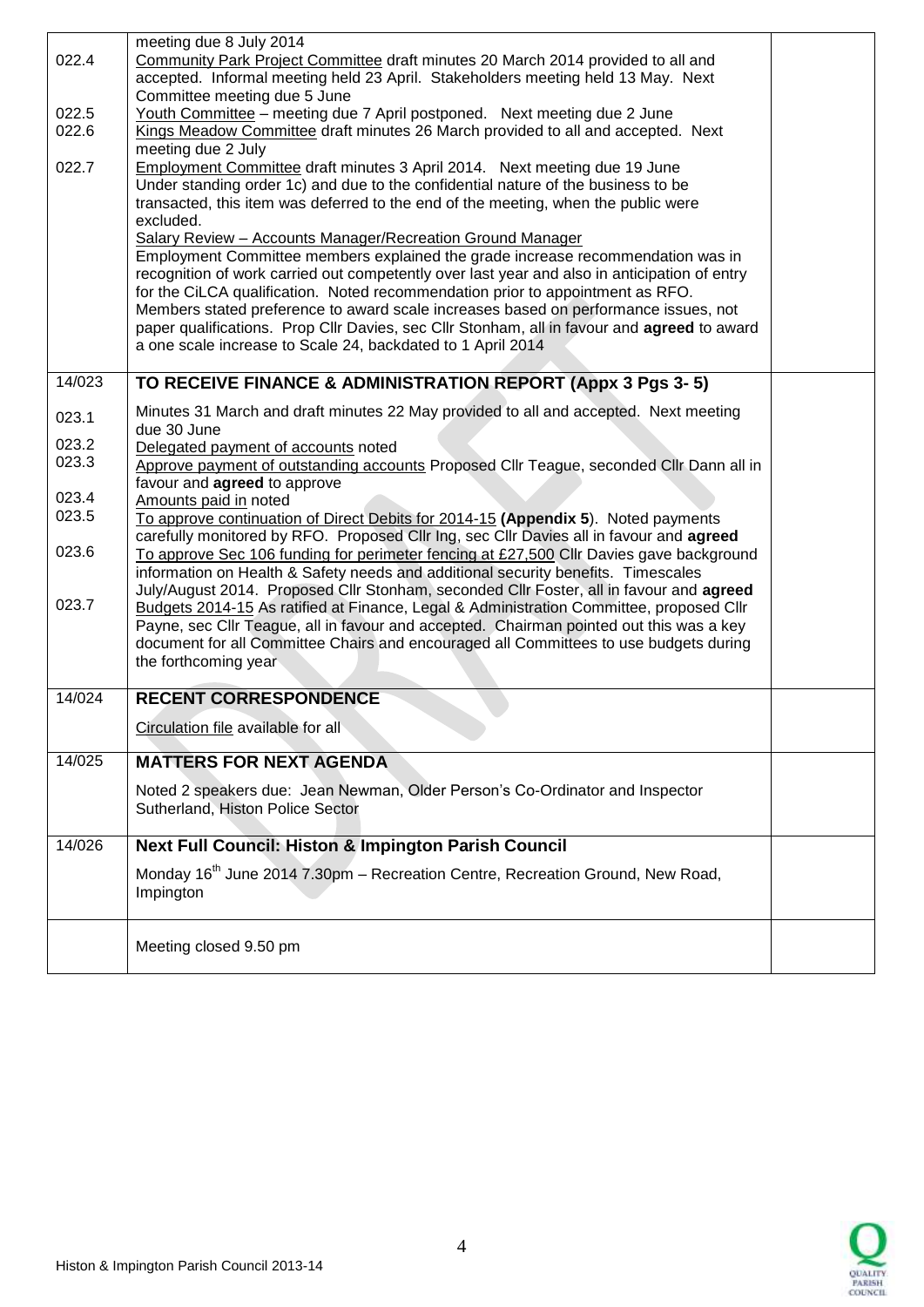| | | |
|---|---|---|
| 022.4 | meeting due 8 July 2014<br>Community Park Project Committee draft minutes 20 March 2014 provided to all and accepted. Informal meeting held 23 April. Stakeholders meeting held 13 May. Next Committee meeting due 5 June | |
| 022.5 | Youth Committee – meeting due 7 April postponed. Next meeting due 2 June | |
| 022.6 | Kings Meadow Committee draft minutes 26 March provided to all and accepted. Next meeting due 2 July | |
| 022.7 | Employment Committee draft minutes 3 April 2014. Next meeting due 19 June<br>Under standing order 1c) and due to the confidential nature of the business to be transacted, this item was deferred to the end of the meeting, when the public were excluded.<br>Salary Review – Accounts Manager/Recreation Ground Manager<br>Employment Committee members explained the grade increase recommendation was in recognition of work carried out competently over last year and also in anticipation of entry for the CiLCA qualification. Noted recommendation prior to appointment as RFO. Members stated preference to award scale increases based on performance issues, not paper qualifications. Prop Cllr Davies, sec Cllr Stonham, all in favour and **agreed** to award a one scale increase to Scale 24, backdated to 1 April 2014 | |
| 14/023 | **TO RECEIVE FINANCE & ADMINISTRATION REPORT (Appx 3 Pgs 3- 5)** | |
| 023.1 | Minutes 31 March and draft minutes 22 May provided to all and accepted. Next meeting due 30 June | |
| 023.2 | Delegated payment of accounts noted | |
| 023.3 | Approve payment of outstanding accounts Proposed Cllr Teague, seconded Cllr Dann all in favour and **agreed** to approve | |
| 023.4 | Amounts paid in noted | |
| 023.5 | To approve continuation of Direct Debits for 2014-15 **(Appendix 5**). Noted payments carefully monitored by RFO. Proposed Cllr Ing, sec Cllr Davies all in favour and **agreed** | |
| 023.6 | To approve Sec 106 funding for perimeter fencing at £27,500 Cllr Davies gave background information on Health & Safety needs and additional security benefits. Timescales July/August 2014. Proposed Cllr Stonham, seconded Cllr Foster, all in favour and **agreed** | |
| 023.7 | Budgets 2014-15 As ratified at Finance, Legal & Administration Committee, proposed Cllr Payne, sec Cllr Teague, all in favour and accepted. Chairman pointed out this was a key document for all Committee Chairs and encouraged all Committees to use budgets during the forthcoming year | |
| 14/024 | **RECENT CORRESPONDENCE**<br>Circulation file available for all | |
| 14/025 | **MATTERS FOR NEXT AGENDA**<br>Noted 2 speakers due: Jean Newman, Older Person's Co-Ordinator and Inspector Sutherland, Histon Police Sector | |
| 14/026 | **Next Full Council: Histon & Impington Parish Council**<br>Monday 16th June 2014 7.30pm – Recreation Centre, Recreation Ground, New Road, Impington | |
| | Meeting closed 9.50 pm | |